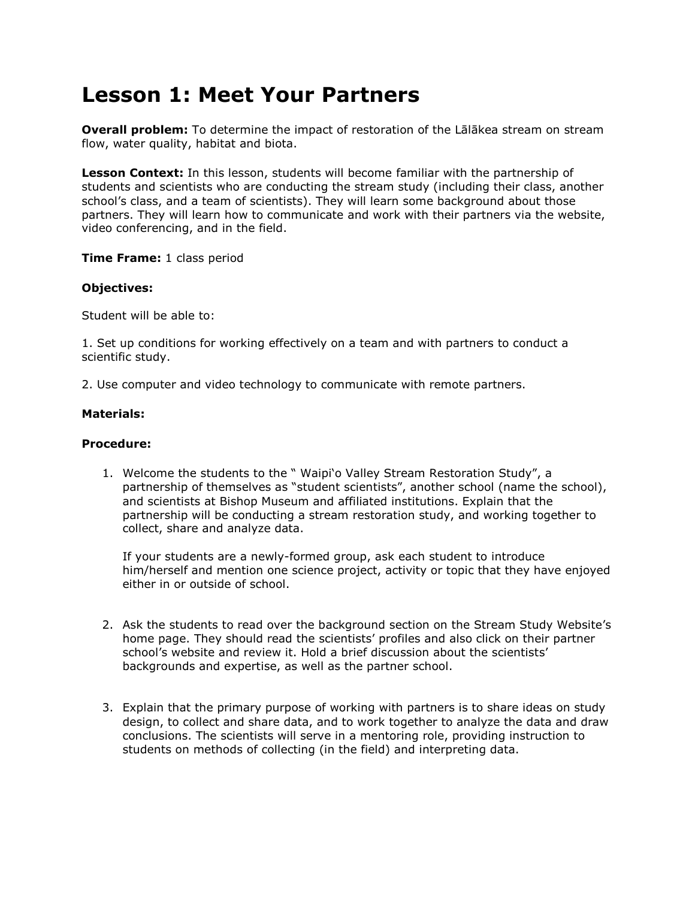# Lesson 1: Meet Your Partners

**Overall problem:** To determine the impact of restoration of the Lālākea stream on stream flow, water quality, habitat and biota.

**Lesson Context:** In this lesson, students will become familiar with the partnership of students and scientists who are conducting the stream study (including their class, another school's class, and a team of scientists). They will learn some background about those partners. They will learn how to communicate and work with their partners via the website, video conferencing, and in the field.

**Time Frame:** 1 class period

**Objectives:**

Student will be able to:

1. Set up conditions for working effectively on a team and with partners to conduct a scientific study.

2. Use computer and video technology to communicate with remote partners.

**Materials:**

**Procedure:**

1. Welcome the students to the " Waipi'o Valley Stream Restoration Study", a partnership of themselves as "student scientists", another school (name the school), and scientists at Bishop Museum and affiliated institutions. Explain that the partnership will be conducting a stream restoration study, and working together to collect, share and analyze data.

   If your students are a newly-formed group, ask each student to introduce him/herself and mention one science project, activity or topic that they have enjoyed either in or outside of school.

2. Ask the students to read over the background section on the Stream Study Website's home page. They should read the scientists' profiles and also click on their partner school's website and review it. Hold a brief discussion about the scientists' backgrounds and expertise, as well as the partner school.

3. Explain that the primary purpose of working with partners is to share ideas on study design, to collect and share data, and to work together to analyze the data and draw conclusions. The scientists will serve in a mentoring role, providing instruction to students on methods of collecting (in the field) and interpreting data.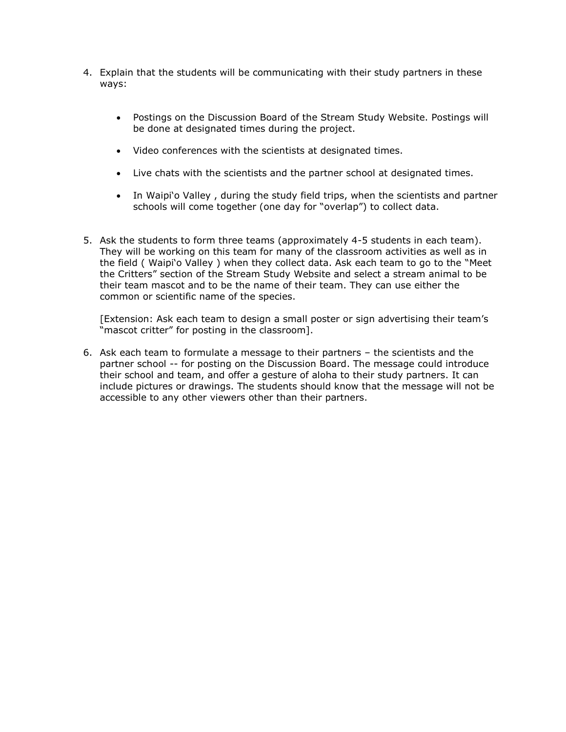4. Explain that the students will be communicating with their study partners in these ways:

    - Postings on the Discussion Board of the Stream Study Website. Postings will be done at designated times during the project.
    - Video conferences with the scientists at designated times.
    - Live chats with the scientists and the partner school at designated times.
    - In Waipi'o Valley , during the study field trips, when the scientists and partner schools will come together (one day for "overlap") to collect data.

5. Ask the students to form three teams (approximately 4-5 students in each team). They will be working on this team for many of the classroom activities as well as in the field ( Waipi'o Valley ) when they collect data. Ask each team to go to the "Meet the Critters" section of the Stream Study Website and select a stream animal to be their team mascot and to be the name of their team. They can use either the common or scientific name of the species.

    [Extension: Ask each team to design a small poster or sign advertising their team's "mascot critter" for posting in the classroom].

6. Ask each team to formulate a message to their partners – the scientists and the partner school -- for posting on the Discussion Board. The message could introduce their school and team, and offer a gesture of aloha to their study partners. It can include pictures or drawings. The students should know that the message will not be accessible to any other viewers other than their partners.